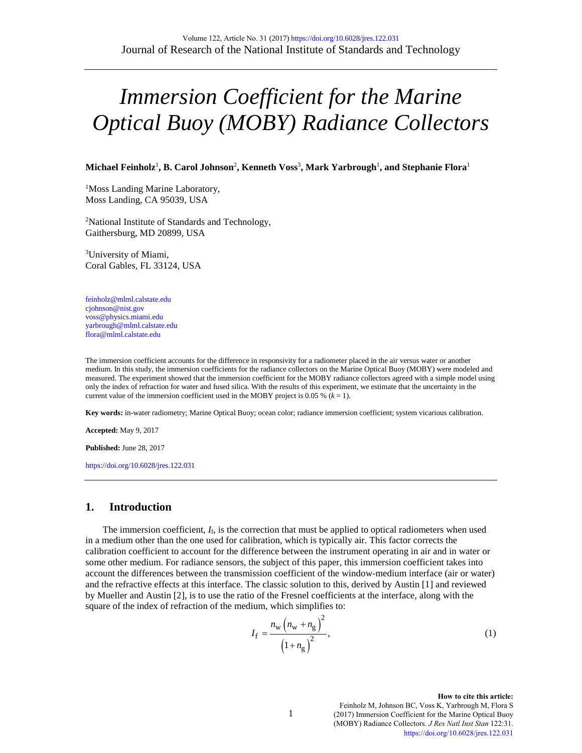# *Immersion Coefficient for the Marine Optical Buoy (MOBY) Radiance Collectors*

**Michael Feinholz[1], B. Carol Johnson[2], Kenneth Voss[3], Mark Yarbrough[1], and Stephanie Flora[1]**

[1]Moss Landing Marine Laboratory,
Moss Landing, CA 95039, USA

[2]National Institute of Standards and Technology,
Gaithersburg, MD 20899, USA

[3]University of Miami,
Coral Gables, FL 33124, USA

feinholz@mlml.calstate.edu
cjohnson@nist.gov
voss@physics.miami.edu
yarbrough@mlml.calstate.edu
flora@mlml.calstate.edu

The immersion coefficient accounts for the difference in responsivity for a radiometer placed in the air versus water or another medium. In this study, the immersion coefficients for the radiance collectors on the Marine Optical Buoy (MOBY) were modeled and measured. The experiment showed that the immersion coefficient for the MOBY radiance collectors agreed with a simple model using only the index of refraction for water and fused silica. With the results of this experiment, we estimate that the uncertainty in the current value of the immersion coefficient used in the MOBY project is 0.05 % ($k = 1$).

**Key words:** in-water radiometry; Marine Optical Buoy; ocean color; radiance immersion coefficient; system vicarious calibration.

**Accepted:** May 9, 2017

**Published:** June 28, 2017

https://doi.org/10.6028/jres.122.031

## 1. Introduction

The immersion coefficient, $I_f$, is the correction that must be applied to optical radiometers when used in a medium other than the one used for calibration, which is typically air. This factor corrects the calibration coefficient to account for the difference between the instrument operating in air and in water or some other medium. For radiance sensors, the subject of this paper, this immersion coefficient takes into account the differences between the transmission coefficient of the window-medium interface (air or water) and the refractive effects at this interface. The classic solution to this, derived by Austin [1] and reviewed by Mueller and Austin [2], is to use the ratio of the Fresnel coefficients at the interface, along with the square of the index of refraction of the medium, which simplifies to:

$$I_f = \frac{n_w \left(n_w + n_g\right)^2}{\left(1 + n_g\right)^2}, \tag{1}$$

**How to cite this article:**
Feinholz M, Johnson BC, Voss K, Yarbrough M, Flora S (2017) Immersion Coefficient for the Marine Optical Buoy (MOBY) Radiance Collectors. *J Res Natl Inst Stan* 122:31.
https://doi.org/10.6028/jres.122.031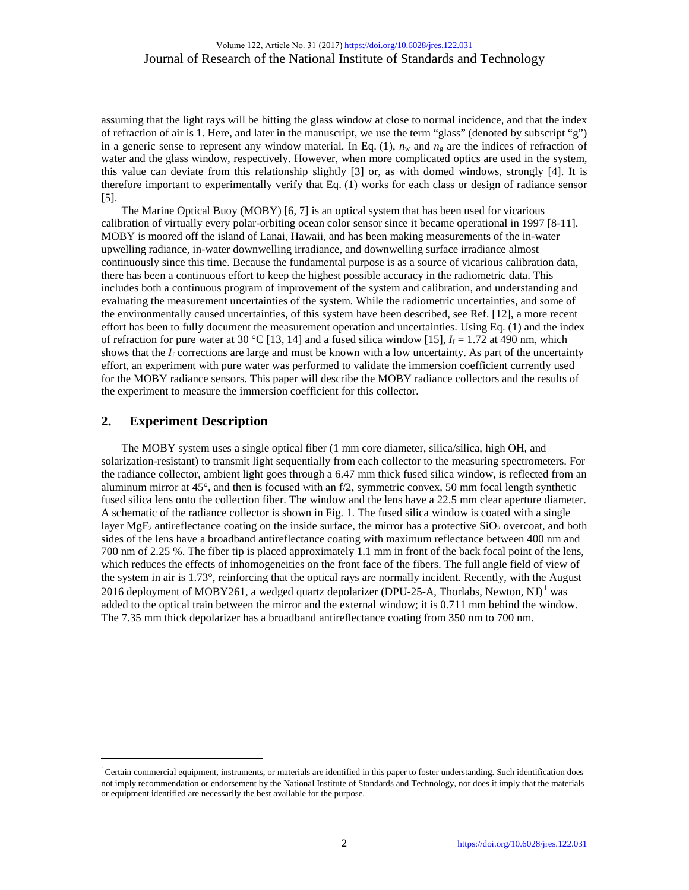assuming that the light rays will be hitting the glass window at close to normal incidence, and that the index of refraction of air is 1. Here, and later in the manuscript, we use the term "glass" (denoted by subscript "g") in a generic sense to represent any window material. In Eq. (1), $n_w$ and $n_g$ are the indices of refraction of water and the glass window, respectively. However, when more complicated optics are used in the system, this value can deviate from this relationship slightly [3] or, as with domed windows, strongly [4]. It is therefore important to experimentally verify that Eq. (1) works for each class or design of radiance sensor [5].

The Marine Optical Buoy (MOBY) [6, 7] is an optical system that has been used for vicarious calibration of virtually every polar-orbiting ocean color sensor since it became operational in 1997 [8-11]. MOBY is moored off the island of Lanai, Hawaii, and has been making measurements of the in-water upwelling radiance, in-water downwelling irradiance, and downwelling surface irradiance almost continuously since this time. Because the fundamental purpose is as a source of vicarious calibration data, there has been a continuous effort to keep the highest possible accuracy in the radiometric data. This includes both a continuous program of improvement of the system and calibration, and understanding and evaluating the measurement uncertainties of the system. While the radiometric uncertainties, and some of the environmentally caused uncertainties, of this system have been described, see Ref. [12], a more recent effort has been to fully document the measurement operation and uncertainties. Using Eq. (1) and the index of refraction for pure water at 30 °C [13, 14] and a fused silica window [15], $I_f = 1.72$ at 490 nm, which shows that the $I_f$ corrections are large and must be known with a low uncertainty. As part of the uncertainty effort, an experiment with pure water was performed to validate the immersion coefficient currently used for the MOBY radiance sensors. This paper will describe the MOBY radiance collectors and the results of the experiment to measure the immersion coefficient for this collector.

## 2. Experiment Description

The MOBY system uses a single optical fiber (1 mm core diameter, silica/silica, high OH, and solarization-resistant) to transmit light sequentially from each collector to the measuring spectrometers. For the radiance collector, ambient light goes through a 6.47 mm thick fused silica window, is reflected from an aluminum mirror at 45°, and then is focused with an f/2, symmetric convex, 50 mm focal length synthetic fused silica lens onto the collection fiber. The window and the lens have a 22.5 mm clear aperture diameter. A schematic of the radiance collector is shown in Fig. 1. The fused silica window is coated with a single layer $MgF_2$ antireflectance coating on the inside surface, the mirror has a protective $SiO_2$ overcoat, and both sides of the lens have a broadband antireflectance coating with maximum reflectance between 400 nm and 700 nm of 2.25 %. The fiber tip is placed approximately 1.1 mm in front of the back focal point of the lens, which reduces the effects of inhomogeneities on the front face of the fibers. The full angle field of view of the system in air is 1.73°, reinforcing that the optical rays are normally incident. Recently, with the August 2016 deployment of MOBY261, a wedged quartz depolarizer (DPU-25-A, Thorlabs, Newton, NJ)[1] was added to the optical train between the mirror and the external window; it is 0.711 mm behind the window. The 7.35 mm thick depolarizer has a broadband antireflectance coating from 350 nm to 700 nm.

[1] Certain commercial equipment, instruments, or materials are identified in this paper to foster understanding. Such identification does not imply recommendation or endorsement by the National Institute of Standards and Technology, nor does it imply that the materials or equipment identified are necessarily the best available for the purpose.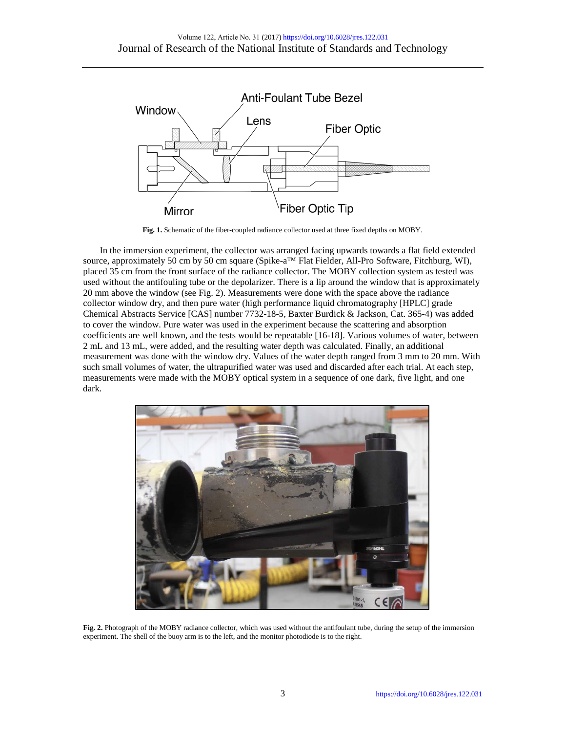**Fig. 1.** Schematic of the fiber-coupled radiance collector used at three fixed depths on MOBY.

In the immersion experiment, the collector was arranged facing upwards towards a flat field extended source, approximately 50 cm by 50 cm square (Spike-a™ Flat Fielder, All-Pro Software, Fitchburg, WI), placed 35 cm from the front surface of the radiance collector. The MOBY collection system as tested was used without the antifouling tube or the depolarizer. There is a lip around the window that is approximately 20 mm above the window (see Fig. 2). Measurements were done with the space above the radiance collector window dry, and then pure water (high performance liquid chromatography [HPLC] grade Chemical Abstracts Service [CAS] number 7732-18-5, Baxter Burdick & Jackson, Cat. 365-4) was added to cover the window. Pure water was used in the experiment because the scattering and absorption coefficients are well known, and the tests would be repeatable [16-18]. Various volumes of water, between 2 mL and 13 mL, were added, and the resulting water depth was calculated. Finally, an additional measurement was done with the window dry. Values of the water depth ranged from 3 mm to 20 mm. With such small volumes of water, the ultrapurified water was used and discarded after each trial. At each step, measurements were made with the MOBY optical system in a sequence of one dark, five light, and one dark.

**Fig. 2.** Photograph of the MOBY radiance collector, which was used without the antifoulant tube, during the setup of the immersion experiment. The shell of the buoy arm is to the left, and the monitor photodiode is to the right.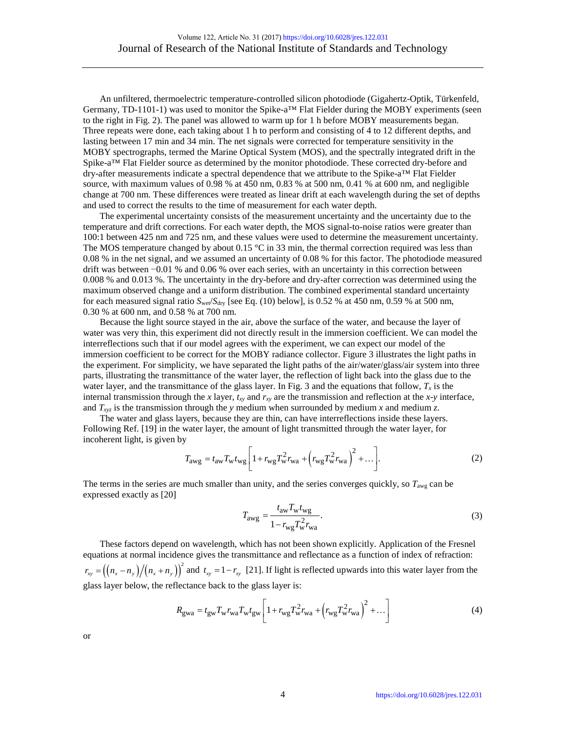An unfiltered, thermoelectric temperature-controlled silicon photodiode (Gigahertz-Optik, Türkenfeld, Germany, TD-1101-1) was used to monitor the Spike-a™ Flat Fielder during the MOBY experiments (seen to the right in Fig. 2). The panel was allowed to warm up for 1 h before MOBY measurements began. Three repeats were done, each taking about 1 h to perform and consisting of 4 to 12 different depths, and lasting between 17 min and 34 min. The net signals were corrected for temperature sensitivity in the MOBY spectrographs, termed the Marine Optical System (MOS), and the spectrally integrated drift in the Spike-a™ Flat Fielder source as determined by the monitor photodiode. These corrected dry-before and dry-after measurements indicate a spectral dependence that we attribute to the Spike-a™ Flat Fielder source, with maximum values of 0.98 % at 450 nm, 0.83 % at 500 nm, 0.41 % at 600 nm, and negligible change at 700 nm. These differences were treated as linear drift at each wavelength during the set of depths and used to correct the results to the time of measurement for each water depth.

The experimental uncertainty consists of the measurement uncertainty and the uncertainty due to the temperature and drift corrections. For each water depth, the MOS signal-to-noise ratios were greater than 100:1 between 425 nm and 725 nm, and these values were used to determine the measurement uncertainty. The MOS temperature changed by about 0.15 °C in 33 min, the thermal correction required was less than 0.08 % in the net signal, and we assumed an uncertainty of 0.08 % for this factor. The photodiode measured drift was between −0.01 % and 0.06 % over each series, with an uncertainty in this correction between 0.008 % and 0.013 %. The uncertainty in the dry-before and dry-after correction was determined using the maximum observed change and a uniform distribution. The combined experimental standard uncertainty for each measured signal ratio $S_{\text{wet}}/S_{\text{dry}}$ [see Eq. (10) below], is 0.52 % at 450 nm, 0.59 % at 500 nm, 0.30 % at 600 nm, and 0.58 % at 700 nm.

Because the light source stayed in the air, above the surface of the water, and because the layer of water was very thin, this experiment did not directly result in the immersion coefficient. We can model the interreflections such that if our model agrees with the experiment, we can expect our model of the immersion coefficient to be correct for the MOBY radiance collector. Figure 3 illustrates the light paths in the experiment. For simplicity, we have separated the light paths of the air/water/glass/air system into three parts, illustrating the transmittance of the water layer, the reflection of light back into the glass due to the water layer, and the transmittance of the glass layer. In Fig. 3 and the equations that follow, $T_x$ is the internal transmission through the $x$ layer, $t_{xy}$ and $r_{xy}$ are the transmission and reflection at the $x$-$y$ interface, and $T_{xyz}$ is the transmission through the $y$ medium when surrounded by medium $x$ and medium $z$.

The water and glass layers, because they are thin, can have interreflections inside these layers. Following Ref. [19] in the water layer, the amount of light transmitted through the water layer, for incoherent light, is given by

$$T_{\text{awg}} = t_{\text{aw}} T_{\text{w}} t_{\text{wg}} \left[ 1 + r_{\text{wg}} T_{\text{w}}^2 r_{\text{wa}} + \left( r_{\text{wg}} T_{\text{w}}^2 r_{\text{wa}} \right)^2 + \ldots \right]. \tag{2}$$

The terms in the series are much smaller than unity, and the series converges quickly, so $T_{\text{awg}}$ can be expressed exactly as [20]

$$T_{\text{awg}} = \frac{t_{\text{aw}} T_{\text{w}} t_{\text{wg}}}{1 - r_{\text{wg}} T_{\text{w}}^2 r_{\text{wa}}}. \tag{3}$$

These factors depend on wavelength, which has not been shown explicitly. Application of the Fresnel equations at normal incidence gives the transmittance and reflectance as a function of index of refraction: $r_{xy} = \left( (n_x - n_y) / (n_x + n_y) \right)^2$ and $t_{xy} = 1 - r_{xy}$ [21]. If light is reflected upwards into this water layer from the glass layer below, the reflectance back to the glass layer is:

$$R_{\text{gwa}} = t_{\text{gw}} T_{\text{w}} r_{\text{wa}} T_{\text{w}} t_{\text{gw}} \left[ 1 + r_{\text{wg}} T_{\text{w}}^2 r_{\text{wa}} + \left( r_{\text{wg}} T_{\text{w}}^2 r_{\text{wa}} \right)^2 + \ldots \right] \tag{4}$$

or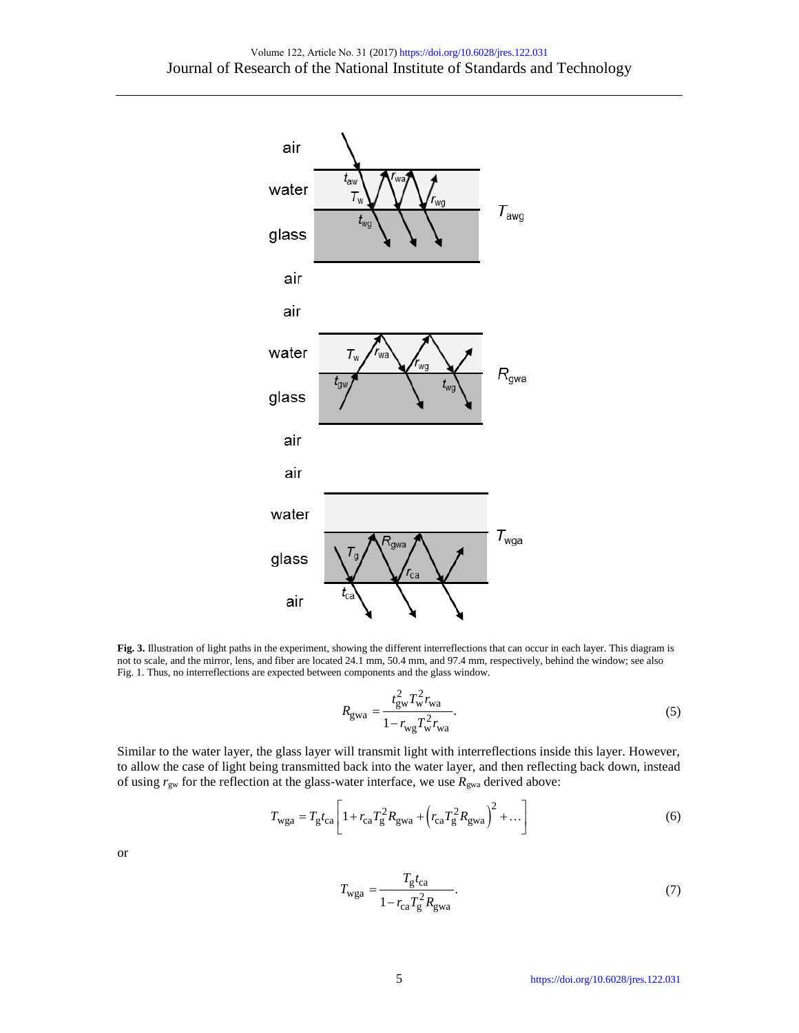**Fig. 3.** Illustration of light paths in the experiment, showing the different interreflections that can occur in each layer. This diagram is not to scale, and the mirror, lens, and fiber are located 24.1 mm, 50.4 mm, and 97.4 mm, respectively, behind the window; see also Fig. 1. Thus, no interreflections are expected between components and the glass window.

$$R_{\text{gwa}} = \frac{t_{\text{gw}}^2 T_{\text{w}}^2 r_{\text{wa}}}{1 - r_{\text{wg}} T_{\text{w}}^2 r_{\text{wa}}}. \tag{5}$$

Similar to the water layer, the glass layer will transmit light with interreflections inside this layer. However, to allow the case of light being transmitted back into the water layer, and then reflecting back down, instead of using $r_{\text{gw}}$ for the reflection at the glass-water interface, we use $R_{\text{gwa}}$ derived above:

$$T_{\text{wga}} = T_{\text{g}} t_{\text{ca}} \left[ 1 + r_{\text{ca}} T_{\text{g}}^2 R_{\text{gwa}} + \left( r_{\text{ca}} T_{\text{g}}^2 R_{\text{gwa}} \right)^2 + \ldots \right] \tag{6}$$

or

$$T_{\text{wga}} = \frac{T_{\text{g}} t_{\text{ca}}}{1 - r_{\text{ca}} T_{\text{g}}^2 R_{\text{gwa}}}. \tag{7}$$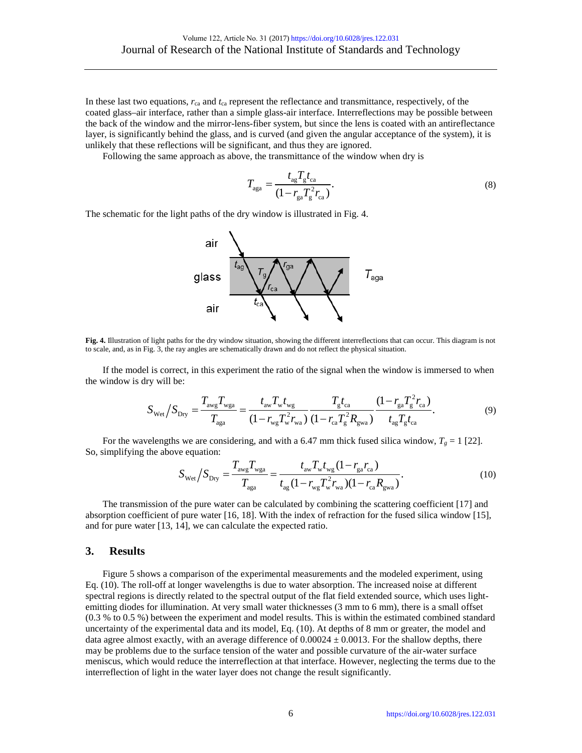In these last two equations, $r_{\text{ca}}$ and $t_{\text{ca}}$ represent the reflectance and transmittance, respectively, of the coated glass–air interface, rather than a simple glass-air interface. Interreflections may be possible between the back of the window and the mirror-lens-fiber system, but since the lens is coated with an antireflectance layer, is significantly behind the glass, and is curved (and given the angular acceptance of the system), it is unlikely that these reflections will be significant, and thus they are ignored.

Following the same approach as above, the transmittance of the window when dry is

$$T_{\text{aga}} = \frac{t_{\text{ag}} T_{\text{g}} t_{\text{ca}}}{(1 - r_{\text{ga}} T_{\text{g}}^2 r_{\text{ca}})}. \tag{8}$$

The schematic for the light paths of the dry window is illustrated in Fig. 4.

**Fig. 4.** Illustration of light paths for the dry window situation, showing the different interreflections that can occur. This diagram is not to scale, and, as in Fig. 3, the ray angles are schematically drawn and do not reflect the physical situation.

If the model is correct, in this experiment the ratio of the signal when the window is immersed to when the window is dry will be:

$$S_{\text{Wet}} / S_{\text{Dry}} = \frac{T_{\text{awg}} T_{\text{wga}}}{T_{\text{aga}}} = \frac{t_{\text{aw}} T_{\text{w}} t_{\text{wg}}}{(1 - r_{\text{wg}} T_{\text{w}}^2 r_{\text{wa}})} \frac{T_{\text{g}} t_{\text{ca}}}{(1 - r_{\text{ca}} T_{\text{g}}^2 R_{\text{gwa}})} \frac{(1 - r_{\text{ga}} T_{\text{g}}^2 r_{\text{ca}})}{t_{\text{ag}} T_{\text{g}} t_{\text{ca}}}. \tag{9}$$

For the wavelengths we are considering, and with a 6.47 mm thick fused silica window, $T_g = 1$ [22]. So, simplifying the above equation:

$$S_{\text{Wet}} / S_{\text{Dry}} = \frac{T_{\text{awg}} T_{\text{wga}}}{T_{\text{aga}}} = \frac{t_{\text{aw}} T_{\text{w}} t_{\text{wg}} (1 - r_{\text{ga}} r_{\text{ca}})}{t_{\text{ag}} (1 - r_{\text{wg}} T_{\text{w}}^2 r_{\text{wa}})(1 - r_{\text{ca}} R_{\text{gwa}})}. \tag{10}$$

The transmission of the pure water can be calculated by combining the scattering coefficient [17] and absorption coefficient of pure water [16, 18]. With the index of refraction for the fused silica window [15], and for pure water [13, 14], we can calculate the expected ratio.

## 3. Results

Figure 5 shows a comparison of the experimental measurements and the modeled experiment, using Eq. (10). The roll-off at longer wavelengths is due to water absorption. The increased noise at different spectral regions is directly related to the spectral output of the flat field extended source, which uses light-emitting diodes for illumination. At very small water thicknesses (3 mm to 6 mm), there is a small offset (0.3 % to 0.5 %) between the experiment and model results. This is within the estimated combined standard uncertainty of the experimental data and its model, Eq. (10). At depths of 8 mm or greater, the model and data agree almost exactly, with an average difference of $0.00024 \pm 0.0013$. For the shallow depths, there may be problems due to the surface tension of the water and possible curvature of the air-water surface meniscus, which would reduce the interreflection at that interface. However, neglecting the terms due to the interreflection of light in the water layer does not change the result significantly.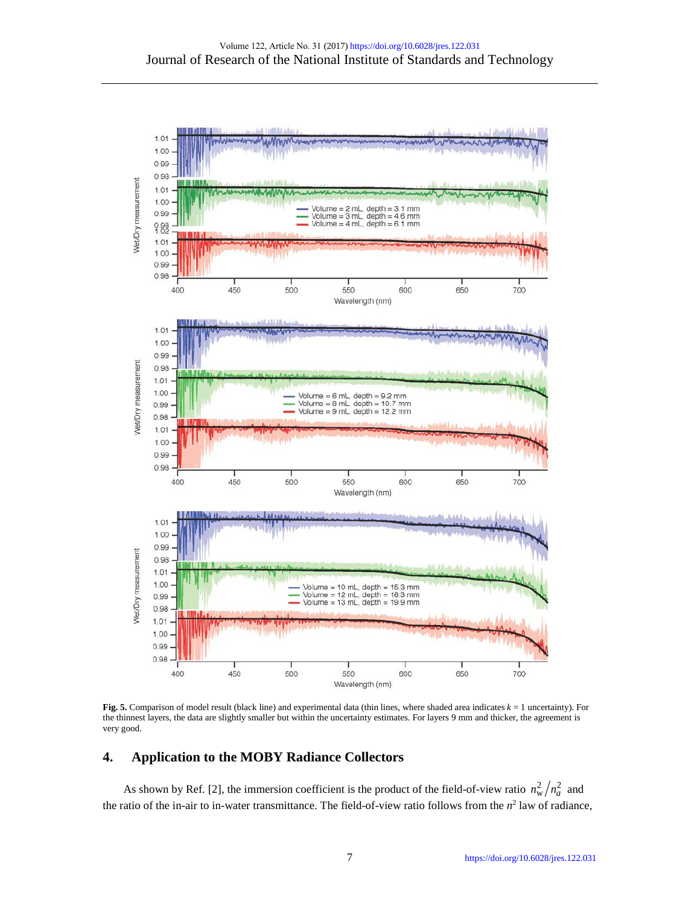**Fig. 5.** Comparison of model result (black line) and experimental data (thin lines, where shaded area indicates $k = 1$ uncertainty). For the thinnest layers, the data are slightly smaller but within the uncertainty estimates. For layers 9 mm and thicker, the agreement is very good.

## 4. Application to the MOBY Radiance Collectors

As shown by Ref. [2], the immersion coefficient is the product of the field-of-view ratio $n_w^2/n_a^2$ and the ratio of the in-air to in-water transmittance. The field-of-view ratio follows from the $n^2$ law of radiance,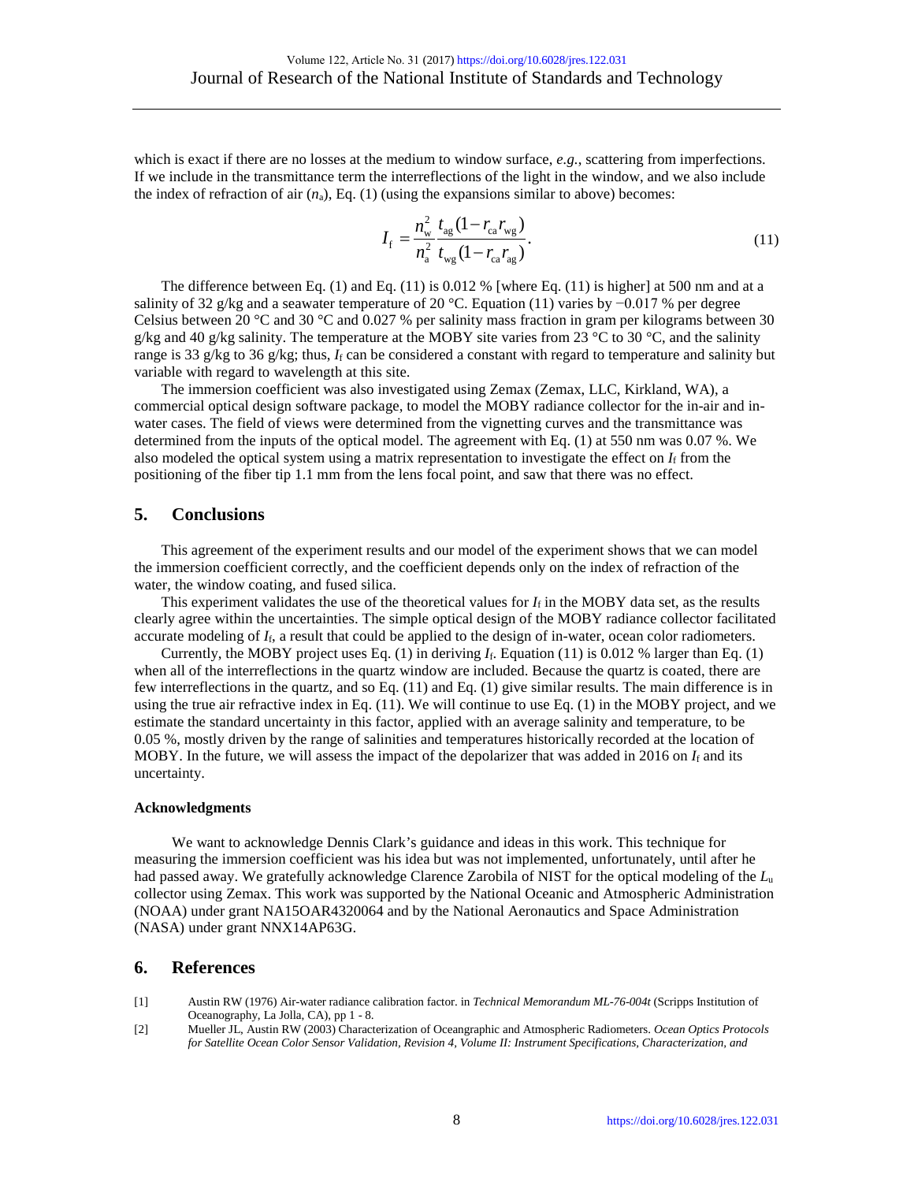which is exact if there are no losses at the medium to window surface, *e.g.*, scattering from imperfections. If we include in the transmittance term the interreflections of the light in the window, and we also include the index of refraction of air ($n_a$), Eq. (1) (using the expansions similar to above) becomes:

$$I_f = \frac{n_w^2}{n_a^2} \frac{t_{ag}(1 - r_{ca} r_{wg})}{t_{wg}(1 - r_{ca} r_{ag})}. \tag{11}$$

The difference between Eq. (1) and Eq. (11) is 0.012 % [where Eq. (11) is higher] at 500 nm and at a salinity of 32 g/kg and a seawater temperature of 20 °C. Equation (11) varies by −0.017 % per degree Celsius between 20 °C and 30 °C and 0.027 % per salinity mass fraction in gram per kilograms between 30 g/kg and 40 g/kg salinity. The temperature at the MOBY site varies from 23 °C to 30 °C, and the salinity range is 33 g/kg to 36 g/kg; thus, $I_f$ can be considered a constant with regard to temperature and salinity but variable with regard to wavelength at this site.

The immersion coefficient was also investigated using Zemax (Zemax, LLC, Kirkland, WA), a commercial optical design software package, to model the MOBY radiance collector for the in-air and in-water cases. The field of views were determined from the vignetting curves and the transmittance was determined from the inputs of the optical model. The agreement with Eq. (1) at 550 nm was 0.07 %. We also modeled the optical system using a matrix representation to investigate the effect on $I_f$ from the positioning of the fiber tip 1.1 mm from the lens focal point, and saw that there was no effect.

## 5. Conclusions

This agreement of the experiment results and our model of the experiment shows that we can model the immersion coefficient correctly, and the coefficient depends only on the index of refraction of the water, the window coating, and fused silica.

This experiment validates the use of the theoretical values for $I_f$ in the MOBY data set, as the results clearly agree within the uncertainties. The simple optical design of the MOBY radiance collector facilitated accurate modeling of $I_f$, a result that could be applied to the design of in-water, ocean color radiometers.

Currently, the MOBY project uses Eq. (1) in deriving $I_f$. Equation (11) is 0.012 % larger than Eq. (1) when all of the interreflections in the quartz window are included. Because the quartz is coated, there are few interreflections in the quartz, and so Eq. (11) and Eq. (1) give similar results. The main difference is in using the true air refractive index in Eq. (11). We will continue to use Eq. (1) in the MOBY project, and we estimate the standard uncertainty in this factor, applied with an average salinity and temperature, to be 0.05 %, mostly driven by the range of salinities and temperatures historically recorded at the location of MOBY. In the future, we will assess the impact of the depolarizer that was added in 2016 on $I_f$ and its uncertainty.

#### Acknowledgments

We want to acknowledge Dennis Clark's guidance and ideas in this work. This technique for measuring the immersion coefficient was his idea but was not implemented, unfortunately, until after he had passed away. We gratefully acknowledge Clarence Zarobila of NIST for the optical modeling of the $L_u$ collector using Zemax. This work was supported by the National Oceanic and Atmospheric Administration (NOAA) under grant NA15OAR4320064 and by the National Aeronautics and Space Administration (NASA) under grant NNX14AP63G.

## 6. References

[1] Austin RW (1976) Air-water radiance calibration factor. in *Technical Memorandum ML-76-004t* (Scripps Institution of Oceanography, La Jolla, CA), pp 1 - 8.

[2] Mueller JL, Austin RW (2003) Characterization of Oceangraphic and Atmospheric Radiometers. *Ocean Optics Protocols for Satellite Ocean Color Sensor Validation, Revision 4, Volume II: Instrument Specifications, Characterization, and*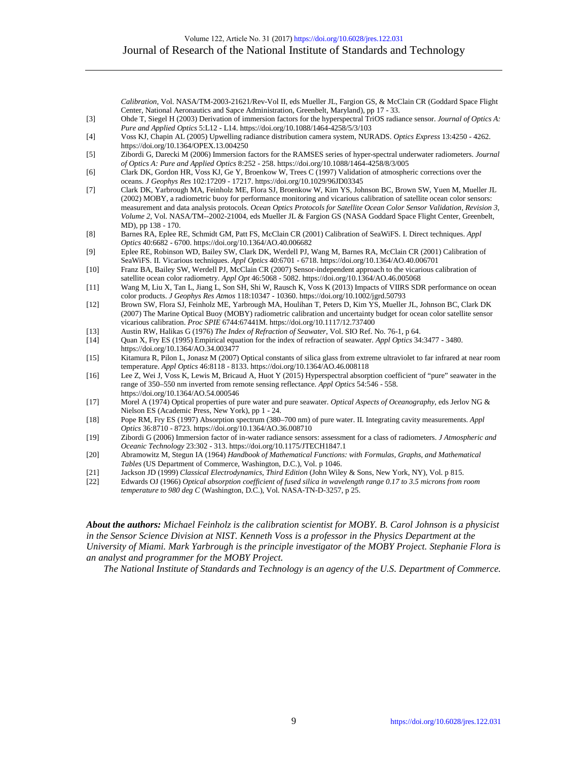*Calibration*, Vol. NASA/TM-2003-21621/Rev-Vol II, eds Mueller JL, Fargion GS, & McClain CR (Goddard Space Flight Center, National Aeronautics and Sapce Administration, Greenbelt, Maryland), pp 17 - 33.

[3] Ohde T, Siegel H (2003) Derivation of immersion factors for the hyperspectral TriOS radiance sensor. *Journal of Optics A: Pure and Applied Optics* 5:L12 - L14. https://doi.org/10.1088/1464-4258/5/3/103

[4] Voss KJ, Chapin AL (2005) Upwelling radiance distribution camera system, NURADS. *Optics Express* 13:4250 - 4262. https://doi.org/10.1364/OPEX.13.004250

[5] Zibordi G, Darecki M (2006) Immersion factors for the RAMSES series of hyper-spectral underwater radiometers. *Journal of Optics A: Pure and Applied Optics* 8:252 - 258. https://doi.org/10.1088/1464-4258/8/3/005

[6] Clark DK, Gordon HR, Voss KJ, Ge Y, Broenkow W, Trees C (1997) Validation of atmospheric corrections over the oceans. *J Geophys Res* 102:17209 - 17217. https://doi.org/10.1029/96JD03345

[7] Clark DK, Yarbrough MA, Feinholz ME, Flora SJ, Broenkow W, Kim YS, Johnson BC, Brown SW, Yuen M, Mueller JL (2002) MOBY, a radiometric buoy for performance monitoring and vicarious calibration of satellite ocean color sensors: measurement and data analysis protocols. *Ocean Optics Protocols for Satellite Ocean Color Sensor Validation, Revision 3, Volume 2*, Vol. NASA/TM--2002-21004, eds Mueller JL & Fargion GS (NASA Goddard Space Flight Center, Greenbelt, MD), pp 138 - 170.

[8] Barnes RA, Eplee RE, Schmidt GM, Patt FS, McClain CR (2001) Calibration of SeaWiFS. I. Direct techniques. *Appl Optics* 40:6682 - 6700. https://doi.org/10.1364/AO.40.006682

[9] Eplee RE, Robinson WD, Bailey SW, Clark DK, Werdell PJ, Wang M, Barnes RA, McClain CR (2001) Calibration of SeaWiFS. II. Vicarious techniques. *Appl Optics* 40:6701 - 6718. https://doi.org/10.1364/AO.40.006701

[10] Franz BA, Bailey SW, Werdell PJ, McClain CR (2007) Sensor-independent approach to the vicarious calibration of satellite ocean color radiometry. *Appl Opt* 46:5068 - 5082. https://doi.org/10.1364/AO.46.005068

[11] Wang M, Liu X, Tan L, Jiang L, Son SH, Shi W, Rausch K, Voss K (2013) Impacts of VIIRS SDR performance on ocean color products. *J Geophys Res Atmos* 118:10347 - 10360. https://doi.org/10.1002/jgrd.50793

[12] Brown SW, Flora SJ, Feinholz ME, Yarbrough MA, Houlihan T, Peters D, Kim YS, Mueller JL, Johnson BC, Clark DK (2007) The Marine Optical Buoy (MOBY) radiometric calibration and uncertainty budget for ocean color satellite sensor vicarious calibration. *Proc SPIE* 6744:67441M. https://doi.org/10.1117/12.737400

[13] Austin RW, Halikas G (1976) *The Index of Refraction of Seawater*, Vol. SIO Ref. No. 76-1, p 64.

[14] Quan X, Fry ES (1995) Empirical equation for the index of refraction of seawater. *Appl Optics* 34:3477 - 3480. https://doi.org/10.1364/AO.34.003477

[15] Kitamura R, Pilon L, Jonasz M (2007) Optical constants of silica glass from extreme ultraviolet to far infrared at near room temperature. *Appl Optics* 46:8118 - 8133. https://doi.org/10.1364/AO.46.008118

[16] Lee Z, Wei J, Voss K, Lewis M, Bricaud A, Huot Y (2015) Hyperspectral absorption coefficient of "pure" seawater in the range of 350–550 nm inverted from remote sensing reflectance. *Appl Optics* 54:546 - 558. https://doi.org/10.1364/AO.54.000546

[17] Morel A (1974) Optical properties of pure water and pure seawater. *Optical Aspects of Oceanography*, eds Jerlov NG & Nielson ES (Academic Press, New York), pp 1 - 24.

[18] Pope RM, Fry ES (1997) Absorption spectrum (380–700 nm) of pure water. II. Integrating cavity measurements. *Appl Optics* 36:8710 - 8723. https://doi.org/10.1364/AO.36.008710

[19] Zibordi G (2006) Immersion factor of in-water radiance sensors: assessment for a class of radiometers. *J Atmospheric and Oceanic Technology* 23:302 - 313. https://doi.org/10.1175/JTECH1847.1

[20] Abramowitz M, Stegun IA (1964) *Handbook of Mathematical Functions: with Formulas, Graphs, and Mathematical Tables* (US Department of Commerce, Washington, D.C.), Vol. p 1046.

[21] Jackson JD (1999) *Classical Electrodynamics, Third Edition* (John Wiley & Sons, New York, NY), Vol. p 815.

[22] Edwards OJ (1966) *Optical absorption coefficient of fused silica in wavelength range 0.17 to 3.5 microns from room temperature to 980 deg C* (Washington, D.C.), Vol. NASA-TN-D-3257, p 25.

***About the authors:*** *Michael Feinholz is the calibration scientist for MOBY. B. Carol Johnson is a physicist in the Sensor Science Division at NIST. Kenneth Voss is a professor in the Physics Department at the University of Miami. Mark Yarbrough is the principle investigator of the MOBY Project. Stephanie Flora is an analyst and programmer for the MOBY Project.*

*The National Institute of Standards and Technology is an agency of the U.S. Department of Commerce.*